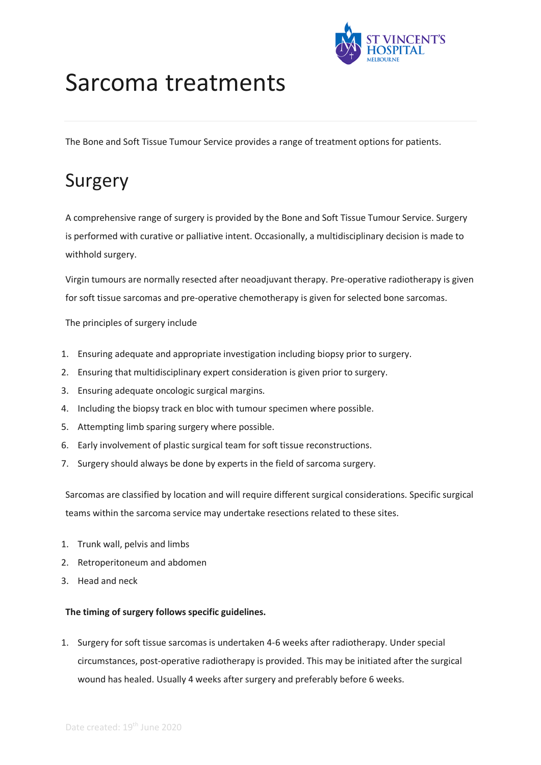# Sarcoma treatments

The Bone and Soft Tissue Tumour Service provides a range of treatment options for patients.

## Surgery

A comprehensive range of surgery is provided by the Bone and Soft Tissue Tumour Service. Surgery is performed with curative or palliative intent. Occasionally, a multidisciplinary decision is made to withhold surgery.

Virgin tumours are normally resected after neoadjuvant therapy. Pre-operative radiotherapy is given for soft tissue sarcomas and pre-operative chemotherapy is given for selected bone sarcomas.

The principles of surgery include

1. Ensuring adequate and appropriate investigation including biopsy prior to surgery.
2. Ensuring that multidisciplinary expert consideration is given prior to surgery.
3. Ensuring adequate oncologic surgical margins.
4. Including the biopsy track en bloc with tumour specimen where possible.
5. Attempting limb sparing surgery where possible.
6. Early involvement of plastic surgical team for soft tissue reconstructions.
7. Surgery should always be done by experts in the field of sarcoma surgery.

Sarcomas are classified by location and will require different surgical considerations. Specific surgical teams within the sarcoma service may undertake resections related to these sites.

1. Trunk wall, pelvis and limbs
2. Retroperitoneum and abdomen
3. Head and neck

**The timing of surgery follows specific guidelines.**

1. Surgery for soft tissue sarcomas is undertaken 4-6 weeks after radiotherapy. Under special circumstances, post-operative radiotherapy is provided. This may be initiated after the surgical wound has healed. Usually 4 weeks after surgery and preferably before 6 weeks.

Date created: 19th June 2020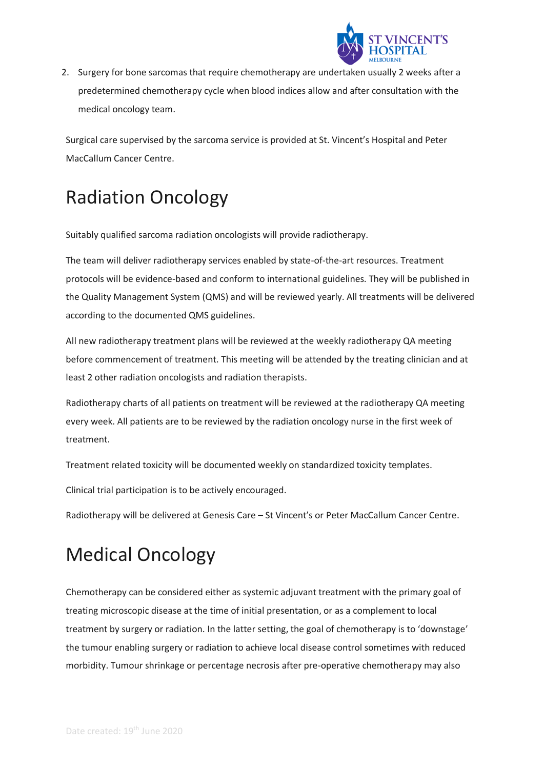2. Surgery for bone sarcomas that require chemotherapy are undertaken usually 2 weeks after a predetermined chemotherapy cycle when blood indices allow and after consultation with the medical oncology team.

Surgical care supervised by the sarcoma service is provided at St. Vincent's Hospital and Peter MacCallum Cancer Centre.

# Radiation Oncology

Suitably qualified sarcoma radiation oncologists will provide radiotherapy.

The team will deliver radiotherapy services enabled by state-of-the-art resources. Treatment protocols will be evidence-based and conform to international guidelines. They will be published in the Quality Management System (QMS) and will be reviewed yearly. All treatments will be delivered according to the documented QMS guidelines.

All new radiotherapy treatment plans will be reviewed at the weekly radiotherapy QA meeting before commencement of treatment. This meeting will be attended by the treating clinician and at least 2 other radiation oncologists and radiation therapists.

Radiotherapy charts of all patients on treatment will be reviewed at the radiotherapy QA meeting every week. All patients are to be reviewed by the radiation oncology nurse in the first week of treatment.

Treatment related toxicity will be documented weekly on standardized toxicity templates.

Clinical trial participation is to be actively encouraged.

Radiotherapy will be delivered at Genesis Care – St Vincent's or Peter MacCallum Cancer Centre.

# Medical Oncology

Chemotherapy can be considered either as systemic adjuvant treatment with the primary goal of treating microscopic disease at the time of initial presentation, or as a complement to local treatment by surgery or radiation. In the latter setting, the goal of chemotherapy is to 'downstage' the tumour enabling surgery or radiation to achieve local disease control sometimes with reduced morbidity. Tumour shrinkage or percentage necrosis after pre-operative chemotherapy may also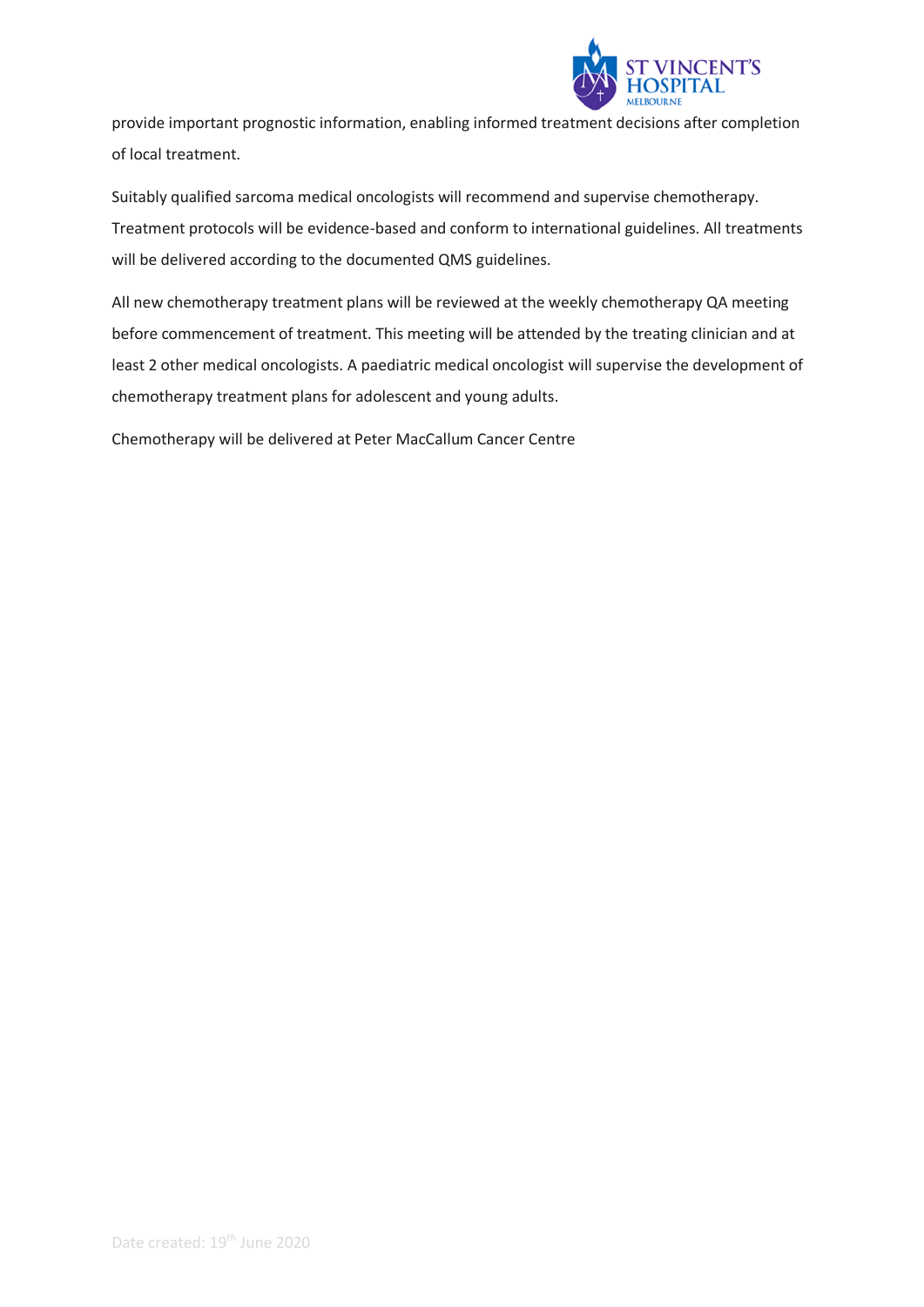provide important prognostic information, enabling informed treatment decisions after completion of local treatment.

Suitably qualified sarcoma medical oncologists will recommend and supervise chemotherapy. Treatment protocols will be evidence-based and conform to international guidelines. All treatments will be delivered according to the documented QMS guidelines.

All new chemotherapy treatment plans will be reviewed at the weekly chemotherapy QA meeting before commencement of treatment. This meeting will be attended by the treating clinician and at least 2 other medical oncologists. A paediatric medical oncologist will supervise the development of chemotherapy treatment plans for adolescent and young adults.

Chemotherapy will be delivered at Peter MacCallum Cancer Centre